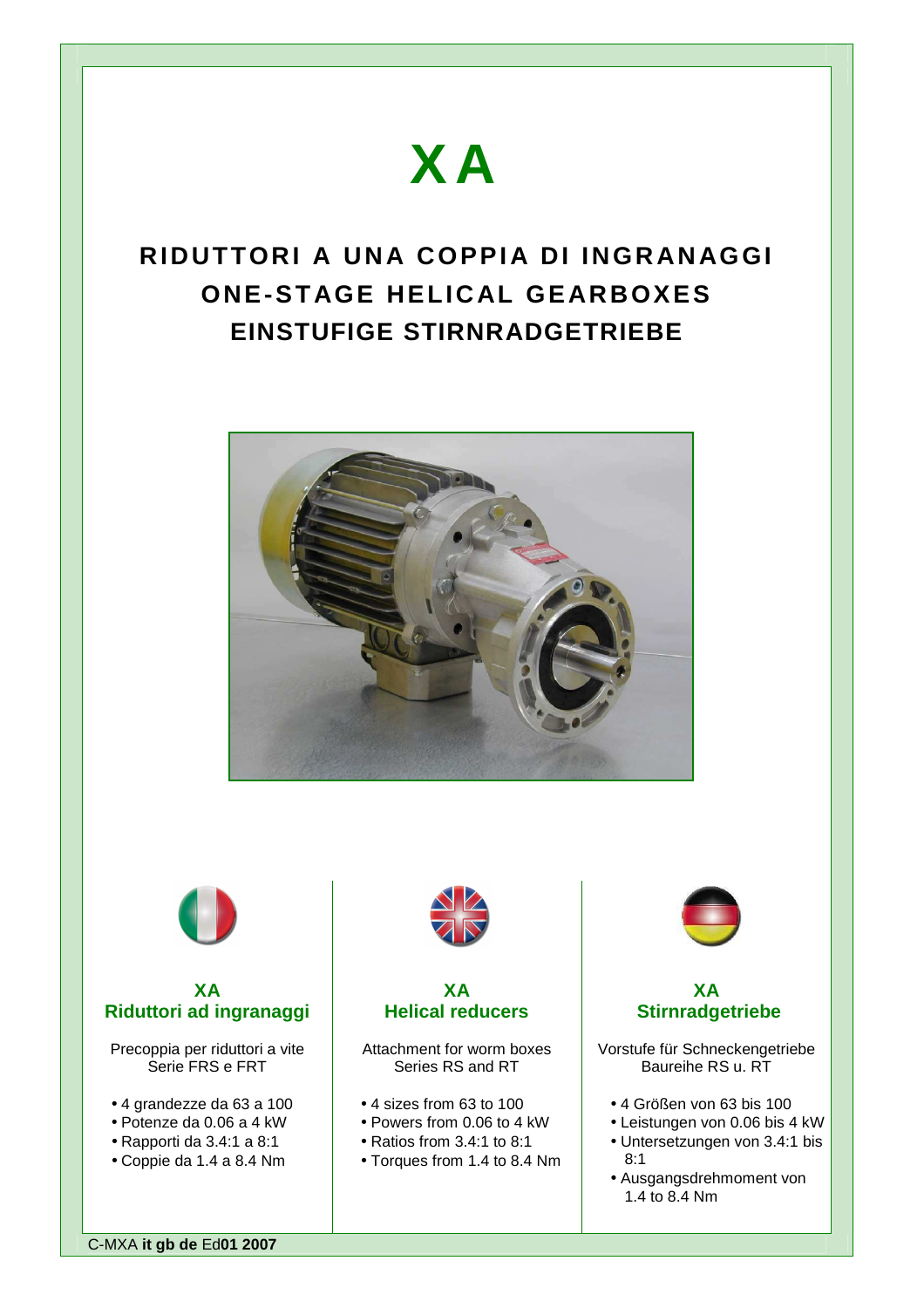# XA

## RIDUTTORI A UNA COPPIA DI INGRANAGGI
## ONE-STAGE HELICAL GEARBOXES
## EINSTUFIGE STIRNRADGETRIEBE

### XA
### Riduttori ad ingranaggi

Precoppia per riduttori a vite
Serie FRS e FRT

- 4 grandezze da 63 a 100
- Potenze da 0.06 a 4 kW
- Rapporti da 3.4:1 a 8:1
- Coppie da 1.4 a 8.4 Nm

### XA
### Helical reducers

Attachment for worm boxes
Series RS and RT

- 4 sizes from 63 to 100
- Powers from 0.06 to 4 kW
- Ratios from 3.4:1 to 8:1
- Torques from 1.4 to 8.4 Nm

### XA
### Stirnradgetriebe

Vorstufe für Schneckengetriebe
Baureihe RS u. RT

- 4 Größen von 63 bis 100
- Leistungen von 0.06 bis 4 kW
- Untersetzungen von 3.4:1 bis 8:1
- Ausgangsdrehmoment von 1.4 to 8.4 Nm

C-MXA **it gb de** Ed**01 2007**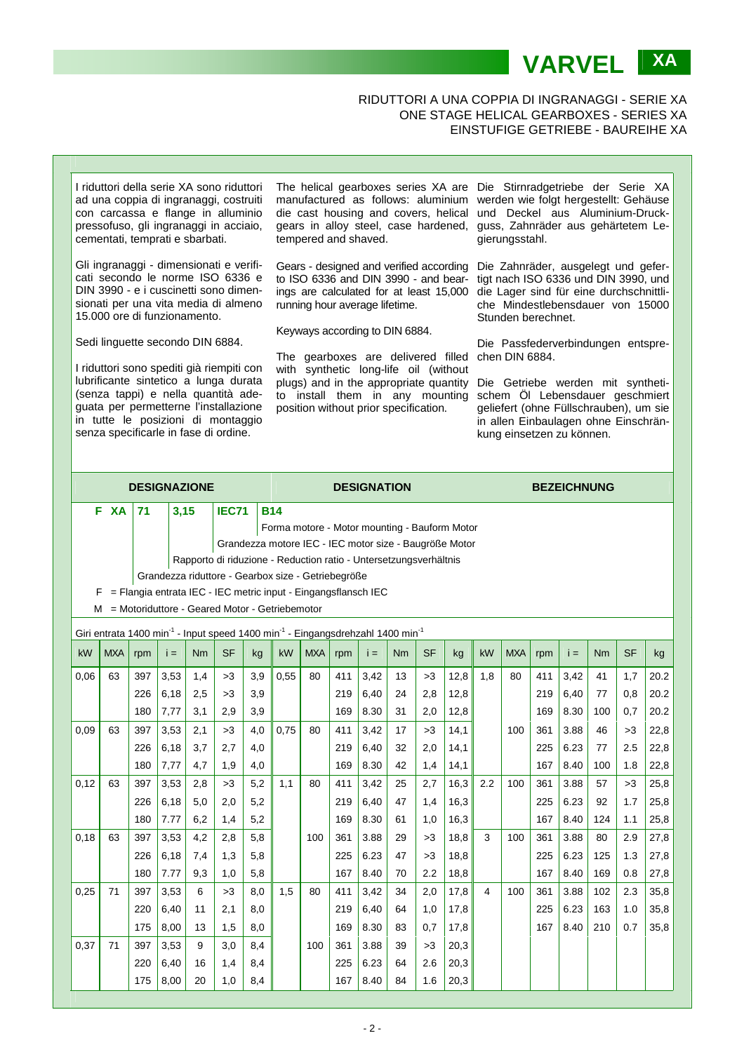# VARVEL XA

## RIDUTTORI A UNA COPPIA DI INGRANAGGI - SERIE XA
## ONE STAGE HELICAL GEARBOXES - SERIES XA
## EINSTUFIGE GETRIEBE - BAUREIHE XA

I riduttori della serie XA sono riduttori ad una coppia di ingranaggi, costruiti con carcassa e flange in alluminio pressofuso, gli ingranaggi in acciaio, cementati, temprati e sbarbati.

Gli ingranaggi - dimensionati e verificati secondo le norme ISO 6336 e DIN 3990 - e i cuscinetti sono dimensionati per una vita media di almeno 15.000 ore di funzionamento.

Sedi linguette secondo DIN 6884.

I riduttori sono spediti già riempiti con lubrificante sintetico a lunga durata (senza tappi) e nella quantità adeguata per permetterne l'installazione in tutte le posizioni di montaggio senza specificarle in fase di ordine.

The helical gearboxes series XA are manufactured as follows: aluminium die cast housing and covers, helical gears in alloy steel, case hardened, tempered and shaved.

Gears - designed and verified according to ISO 6336 and DIN 3990 - and bearings are calculated for at least 15,000 running hour average lifetime.

Keyways according to DIN 6884.

The gearboxes are delivered filled with synthetic long-life oil (without plugs) and in the appropriate quantity to install them in any mounting position without prior specification.

Die Stirnradgetriebe der Serie XA werden wie folgt hergestellt: Gehäuse und Deckel aus Aluminium-Druckguss, Zahnräder aus gehärtetem Legierungsstahl.

Die Zahnräder, ausgelegt und gefertigt nach ISO 6336 und DIN 3990, und die Lager sind für eine durchschnittliche Mindestlebensdauer von 15000 Stunden berechnet.

Die Passfederverbindungen entsprechen DIN 6884.

Die Getriebe werden mit synthetischem Öl Lebensdauer geschmiert geliefert (ohne Füllschrauben), um sie in allen Einbaulagen ohne Einschränkung einsetzen zu können.

### DESIGNAZIONE - DESIGNATION - BEZEICHNUNG

**F XA | 71 | 3,15 | IEC71 | B14**

- B14: Forma motore - Motor mounting - Bauform Motor
- IEC71: Grandezza motore IEC - IEC motor size - Baugröße Motor
- 3,15: Rapporto di riduzione - Reduction ratio - Untersetzungsverhältnis
- 71: Grandezza riduttore - Gearbox size - Getriebegröße
- F = Flangia entrata IEC - IEC metric input - Eingangsflansch IEC
- M = Motoriduttore - Geared Motor - Getriebemotor

Giri entrata 1400 min$^{-1}$ - Input speed 1400 min$^{-1}$ - Eingangsdrehzahl 1400 min$^{-1}$

| kW | MXA | rpm | i = | Nm | SF | kg | kW | MXA | rpm | i = | Nm | SF | kg | kW | MXA | rpm | i = | Nm | SF | kg |
|---|---|---|---|---|---|---|---|---|---|---|---|---|---|---|---|---|---|---|---|---|
| 0,06 | 63 | 397 | 3,53 | 1,4 | >3 | 3,9 | 0,55 | 80 | 411 | 3,42 | 13 | >3 | 12,8 | 1,8 | 80 | 411 | 3,42 | 41 | 1,7 | 20.2 |
| | | 226 | 6,18 | 2,5 | >3 | 3,9 | | | 219 | 6,40 | 24 | 2,8 | 12,8 | | | 219 | 6,40 | 77 | 0,8 | 20.2 |
| | | 180 | 7,77 | 3,1 | 2,9 | 3,9 | | | 169 | 8.30 | 31 | 2,0 | 12,8 | | | 169 | 8.30 | 100 | 0,7 | 20.2 |
| 0,09 | 63 | 397 | 3,53 | 2,1 | >3 | 4,0 | 0,75 | 80 | 411 | 3,42 | 17 | >3 | 14,1 | | 100 | 361 | 3.88 | 46 | >3 | 22,8 |
| | | 226 | 6,18 | 3,7 | 2,7 | 4,0 | | | 219 | 6,40 | 32 | 2,0 | 14,1 | | | 225 | 6.23 | 77 | 2.5 | 22,8 |
| | | 180 | 7,77 | 4,7 | 1,9 | 4,0 | | | 169 | 8,30 | 42 | 1,4 | 14,1 | | | 167 | 8.40 | 100 | 1.8 | 22,8 |
| 0,12 | 63 | 397 | 3,53 | 2,8 | >3 | 5,2 | 1,1 | 80 | 411 | 3,42 | 25 | 2,7 | 16,3 | 2.2 | 100 | 361 | 3.88 | 57 | >3 | 25,8 |
| | | 226 | 6,18 | 5,0 | 2,0 | 5,2 | | | 219 | 6,40 | 47 | 1,4 | 16,3 | | | 225 | 6.23 | 92 | 1.7 | 25,8 |
| | | 180 | 7.77 | 6,2 | 1,4 | 5,2 | | | 169 | 8,30 | 61 | 1,0 | 16,3 | | | 167 | 8.40 | 124 | 1.1 | 25,8 |
| 0,18 | 63 | 397 | 3,53 | 4,2 | 2,8 | 5,8 | | 100 | 361 | 3.88 | 29 | >3 | 18,8 | 3 | 100 | 361 | 3.88 | 80 | 2.9 | 27,8 |
| | | 226 | 6,18 | 7,4 | 1,3 | 5,8 | | | 225 | 6.23 | 47 | >3 | 18,8 | | | 225 | 6.23 | 125 | 1.3 | 27,8 |
| | | 180 | 7.77 | 9,3 | 1,0 | 5,8 | | | 167 | 8.40 | 70 | 2.2 | 18,8 | | | 167 | 8.40 | 169 | 0.8 | 27,8 |
| 0,25 | 71 | 397 | 3,53 | 6 | >3 | 8,0 | 1,5 | 80 | 411 | 3,42 | 34 | 2,0 | 17,8 | 4 | 100 | 361 | 3.88 | 102 | 2.3 | 35,8 |
| | | 220 | 6,40 | 11 | 2,1 | 8,0 | | | 219 | 6,40 | 64 | 1,0 | 17,8 | | | 225 | 6.23 | 163 | 1.0 | 35,8 |
| | | 175 | 8,00 | 13 | 1,5 | 8,0 | | | 169 | 8,30 | 83 | 0,7 | 17,8 | | | 167 | 8.40 | 210 | 0.7 | 35,8 |
| 0,37 | 71 | 397 | 3,53 | 9 | 3,0 | 8,4 | | 100 | 361 | 3.88 | 39 | >3 | 20,3 | | | | | | | |
| | | 220 | 6,40 | 16 | 1,4 | 8,4 | | | 225 | 6.23 | 64 | 2.6 | 20,3 | | | | | | | |
| | | 175 | 8,00 | 20 | 1,0 | 8,4 | | | 167 | 8.40 | 84 | 1.6 | 20,3 | | | | | | | |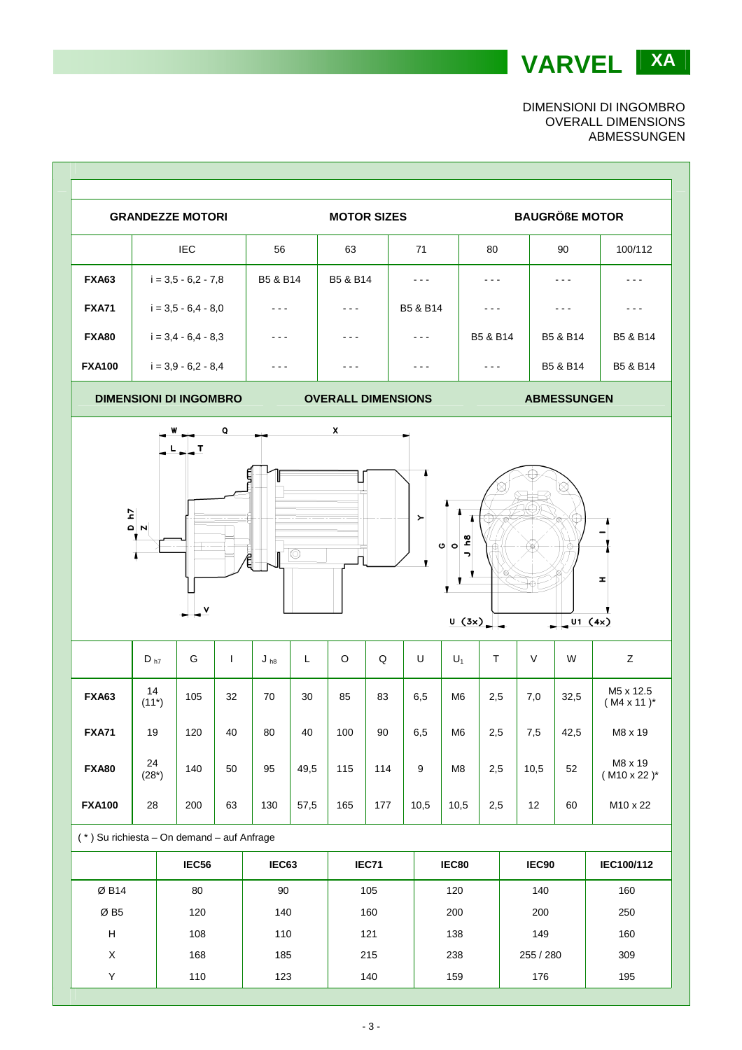DIMENSIONI DI INGOMBRO
OVERALL DIMENSIONS
ABMESSUNGEN

## GRANDEZZE MOTORI — MOTOR SIZES — BAUGRÖßE MOTOR

| | IEC | 56 | 63 | 71 | 80 | 90 | 100/112 |
|---|---|---|---|---|---|---|---|
| **FXA63** | i = 3,5 - 6,2 - 7,8 | B5 & B14 | B5 & B14 | - - - | - - - | - - - | - - - |
| **FXA71** | i = 3,5 - 6,4 - 8,0 | - - - | - - - | B5 & B14 | - - - | - - - | - - - |
| **FXA80** | i = 3,4 - 6,4 - 8,3 | - - - | - - - | - - - | B5 & B14 | B5 & B14 | B5 & B14 |
| **FXA100** | i = 3,9 - 6,2 - 8,4 | - - - | - - - | - - - | - - - | B5 & B14 | B5 & B14 |

## DIMENSIONI DI INGOMBRO — OVERALL DIMENSIONS — ABMESSUNGEN

| | $D_{h7}$ | G | I | $J_{h8}$ | L | O | Q | U | $U_1$ | T | V | W | Z |
|---|---|---|---|---|---|---|---|---|---|---|---|---|---|
| **FXA63** | 14 (11*) | 105 | 32 | 70 | 30 | 85 | 83 | 6,5 | M6 | 2,5 | 7,0 | 32,5 | M5 x 12.5 ( M4 x 11 )* |
| **FXA71** | 19 | 120 | 40 | 80 | 40 | 100 | 90 | 6,5 | M6 | 2,5 | 7,5 | 42,5 | M8 x 19 |
| **FXA80** | 24 (28*) | 140 | 50 | 95 | 49,5 | 115 | 114 | 9 | M8 | 2,5 | 10,5 | 52 | M8 x 19 ( M10 x 22 )* |
| **FXA100** | 28 | 200 | 63 | 130 | 57,5 | 165 | 177 | 10,5 | 10,5 | 2,5 | 12 | 60 | M10 x 22 |

( * ) Su richiesta – On demand – auf Anfrage

| | IEC56 | IEC63 | IEC71 | IEC80 | IEC90 | IEC100/112 |
|---|---|---|---|---|---|---|
| Ø B14 | 80 | 90 | 105 | 120 | 140 | 160 |
| Ø B5 | 120 | 140 | 160 | 200 | 200 | 250 |
| H | 108 | 110 | 121 | 138 | 149 | 160 |
| X | 168 | 185 | 215 | 238 | 255 / 280 | 309 |
| Y | 110 | 123 | 140 | 159 | 176 | 195 |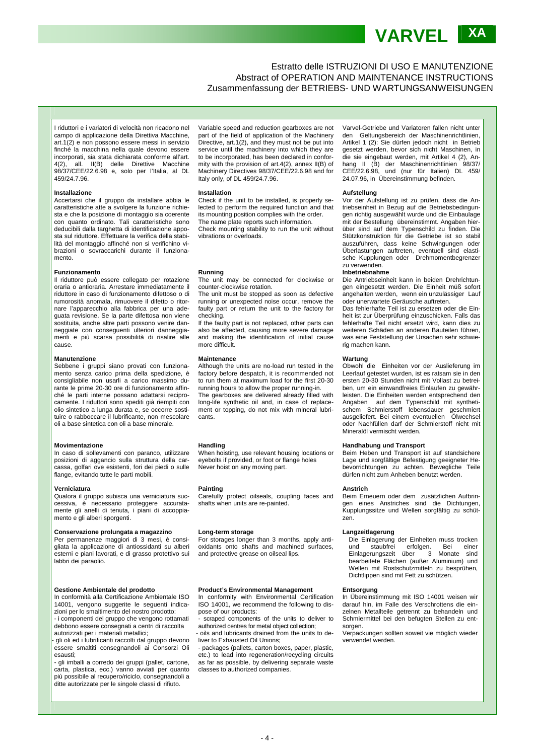**VARVEL** XA

Estratto delle ISTRUZIONI DI USO E MANUTENZIONE
Abstract of OPERATION AND MAINTENANCE INSTRUCTIONS
Zusammenfassung der BETRIEBS- UND WARTUNGSANWEISUNGEN

I riduttori e i variatori di velocità non ricadono nel campo di applicazione della Direttiva Macchine, art.1(2) e non possono essere messi in servizio finché la macchina nella quale devono essere incorporati, sia stata dichiarata conforme all'art. 4(2), all. II(B) delle Direttive Macchine 98/37/CEE/22.6.98 e, solo per l'Italia, al DL 459/24.7.96.

**Installazione**

Accertarsi che il gruppo da installare abbia le caratteristiche atte a svolgere la funzione richiesta e che la posizione di montaggio sia coerente con quanto ordinato. Tali caratteristiche sono deducibili dalla targhetta di identificazione apposta sul riduttore. Effettuare la verifica della stabilità del montaggio affinché non si verifichino vibrazioni o sovraccarichi durante il funzionamento.

**Funzionamento**

Il riduttore può essere collegato per rotazione oraria o antioraria. Arrestare immediatamente il riduttore in caso di funzionamento difettoso o di rumorosità anomala, rimuovere il difetto o ritornare l'apparecchio alla fabbrica per una adeguata revisione. Se la parte difettosa non viene sostituita, anche altre parti possono venire danneggiate con conseguenti ulteriori danneggiamenti e più scarsa possibilità di risalire alle cause.

**Manutenzione**

Sebbene i gruppi siano provati con funzionamento senza carico prima della spedizione, è consigliabile non usarli a carico massimo durante le prime 20-30 ore di funzionamento affinché le parti interne possano adattarsi reciprocamente. I riduttori sono spediti già riempiti con olio sintetico a lunga durata e, se occorre sostituire o rabboccare il lubrificante, non mescolare oli a base sintetica con oli a base minerale.

**Movimentazione**

In caso di sollevamenti con paranco, utilizzare posizioni di aggancio sulla struttura della carcassa, golfari ove esistenti, fori dei piedi o sulle flange, evitando tutte le parti mobili.

**Verniciatura**

Qualora il gruppo subisca una verniciatura successiva, è necessario proteggere accuratamente gli anelli di tenuta, i piani di accoppiamento e gli alberi sporgenti.

**Conservazione prolungata a magazzino**

Per permanenze maggiori di 3 mesi, è consigliata la applicazione di antiossidanti su alberi esterni e piani lavorati, e di grasso protettivo sui labbri del paraolio.

**Gestione Ambientale del prodotto**

In conformità alla Certificazione Ambientale ISO 14001, vengono suggerite le seguenti indicazioni per lo smaltimento del nostro prodotto:
- i componenti del gruppo che vengono rottamati debbono essere consegnati a centri di raccolta autorizzati per i materiali metallici;
- gli oli ed i lubrificanti raccolti dal gruppo devono essere smaltiti consegnandoli ai Consorzi Oli esausti;
- gli imballi a corredo dei gruppi (pallet, cartone, carta, plastica, ecc.) vanno avviati per quanto più possibile al recupero/riciclo, consegnandoli a ditte autorizzate per le singole classi di rifiuto.

Variable speed and reduction gearboxes are not part of the field of application of the Machinery Directive, art.1(2), and they must not be put into service until the machinery into which they are to be incorporated, has been declared in conformity with the provision of art.4(2), annex II(B) of Machinery Directives 98/37/CEE/22.6.98 and for Italy only, of DL 459/24.7.96.

**Installation**

Check if the unit to be installed, is properly selected to perform the required function and that its mounting position complies with the order. The name plate reports such information.
Check mounting stability to run the unit without vibrations or overloads.

**Running**

The unit may be connected for clockwise or counter-clockwise rotation.
The unit must be stopped as soon as defective running or unexpected noise occur, remove the faulty part or return the unit to the factory for checking.
If the faulty part is not replaced, other parts can also be affected, causing more severe damage and making the identification of initial cause more difficult.

**Maintenance**

Although the units are no-load run tested in the factory before despatch, it is recommended not to run them at maximum load for the first 20-30 running hours to allow the proper running-in.
The gearboxes are delivered already filled with long-life synthetic oil and, in case of replacement or topping, do not mix with mineral lubricants.

**Handling**

When hoisting, use relevant housing locations or eyebolts if provided, or foot or flange holes
Never hoist on any moving part.

**Painting**

Carefully protect oilseals, coupling faces and shafts when units are re-painted.

**Long-term storage**

For storages longer than 3 months, apply antioxidants onto shafts and machined surfaces, and protective grease on oilseal lips.

**Product's Environmental Management**

In conformity with Environmental Certification ISO 14001, we recommend the following to dispose of our products:
- scraped components of the units to deliver to authorized centres for metal object collection;
- oils and lubricants drained from the units to deliver to Exhausted Oil Unions;
- packages (pallets, carton boxes, paper, plastic, etc.) to lead into regeneration/recycling circuits as far as possible, by delivering separate waste classes to authorized companies.

Varvel-Getriebe und Variatoren fallen nicht unter den Geltungsbereich der Maschinenrichtlinien, Artikel 1 (2): Sie dürfen jedoch nicht in Betrieb gesetzt werden, bevor sich nicht Maschinen, in die sie eingebaut werden, mit Artikel 4 (2), Anhang II (B) der Maschinenrichtlinien 98/37/CEE/22.6.98, und (nur für Italien) DL 459/24.07.96, in Übereinstimmung befinden.

**Aufstellung**

Vor der Aufstellung ist zu prüfen, dass die Antriebseinheit in Bezug auf die Betriebsbedingungen richtig ausgewählt wurde und die Einbaulage mit der Bestellung übereinstimmt. Angaben hierüber sind auf dem Typenschild zu finden. Die Stützkonstruktion für die Getriebe ist so stabil auszuführen, dass keine Schwingungen oder Überlastungen auftreten, eventuell sind elastische Kupplungen oder Drehmomentbegrenzer zu verwenden.

**Inbetriebnahme**

Die Antriebseinheit kann in beiden Drehrichtungen eingesetzt werden. Die Einheit müß sofort angehalten werden, wenn ein unzulässiger Lauf oder unerwartete Geräusche auftreten.
Das fehlerhafte Teil ist zu ersetzen oder die Einheit ist zur Überprüfung einzuschicken. Falls das fehlerhafte Teil nicht ersetzt wird, kann dies zu weiteren Schäden an anderen Bauteilen führen, was eine Feststellung der Ursachen sehr schwierig machen kann.

**Wartung**

Obwohl die Einheiten vor der Auslieferung im Leerlauf getestet wurden, ist es ratsam sie in den ersten 20-30 Stunden nicht mit Vollast zu betreiben, um ein einwandfreies Einlaufen zu gewährleisten. Die Einheiten werden entsprechend den Angaben auf dem Typenschild mit synthetischem Schmierstoff lebensdauer geschmiert ausgeliefert. Bei einem eventuellen Ölwechsel oder Nachfüllen darf der Schmierstoff nicht mit Mineralöl vermischt werden.

**Handhabung und Transport**

Beim Heben und Transport ist auf standsichere Lage und sorgfältige Befestigung geeigneter Hebevorrichtungen zu achten. Bewegliche Teile dürfen nicht zum Anheben benutzt werden.

**Anstrich**

Beim Erneuern oder dem zusätzlichen Aufbringen eines Anstriches sind die Dichtungen, Kupplungssitze und Wellen sorgfältig zu schützen.

**Langzeitlagerung**

Die Einlagerung der Einheiten muss trocken und staubfrei erfolgen. Bei einer Einlagerungszeit über 3 Monate sind bearbeitete Flächen (außer Aluminium) und Wellen mit Rostschutzmitteln zu besprühen, Dichtlippen sind mit Fett zu schützen.

**Entsorgung**

In Übereinstimmung mit ISO 14001 weisen wir darauf hin, im Falle des Verschrottens die einzelnen Metallteile getrennt zu behandeln und Schmiermittel bei den befugten Stellen zu entsorgen.
Verpackungen sollten soweit vie möglich wieder verwendet werden.